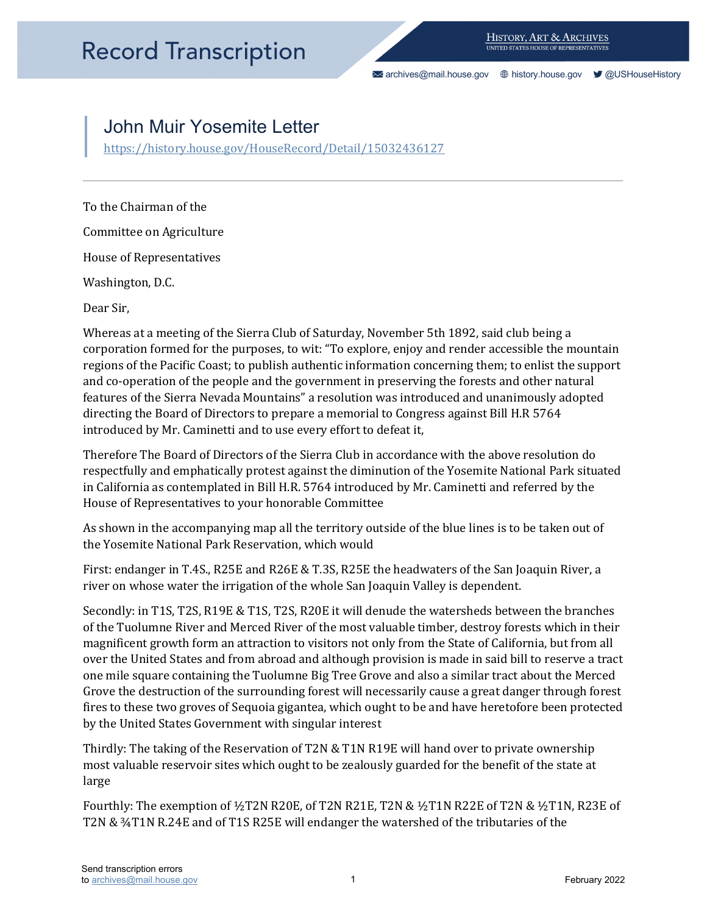# Record Transcription

## John Muir Yosemite Letter

https://history.house.gov/HouseRecord/Detail/15032436127

---

To the Chairman of the

Committee on Agriculture

House of Representatives

Washington, D.C.

Dear Sir,

Whereas at a meeting of the Sierra Club of Saturday, November 5th 1892, said club being a corporation formed for the purposes, to wit: "To explore, enjoy and render accessible the mountain regions of the Pacific Coast; to publish authentic information concerning them; to enlist the support and co-operation of the people and the government in preserving the forests and other natural features of the Sierra Nevada Mountains" a resolution was introduced and unanimously adopted directing the Board of Directors to prepare a memorial to Congress against Bill H.R 5764 introduced by Mr. Caminetti and to use every effort to defeat it,

Therefore The Board of Directors of the Sierra Club in accordance with the above resolution do respectfully and emphatically protest against the diminution of the Yosemite National Park situated in California as contemplated in Bill H.R. 5764 introduced by Mr. Caminetti and referred by the House of Representatives to your honorable Committee

As shown in the accompanying map all the territory outside of the blue lines is to be taken out of the Yosemite National Park Reservation, which would

First: endanger in T.4S., R25E and R26E & T.3S, R25E the headwaters of the San Joaquin River, a river on whose water the irrigation of the whole San Joaquin Valley is dependent.

Secondly: in T1S, T2S, R19E & T1S, T2S, R20E it will denude the watersheds between the branches of the Tuolumne River and Merced River of the most valuable timber, destroy forests which in their magnificent growth form an attraction to visitors not only from the State of California, but from all over the United States and from abroad and although provision is made in said bill to reserve a tract one mile square containing the Tuolumne Big Tree Grove and also a similar tract about the Merced Grove the destruction of the surrounding forest will necessarily cause a great danger through forest fires to these two groves of Sequoia gigantea, which ought to be and have heretofore been protected by the United States Government with singular interest

Thirdly: The taking of the Reservation of T2N & T1N R19E will hand over to private ownership most valuable reservoir sites which ought to be zealously guarded for the benefit of the state at large

Fourthly: The exemption of ½T2N R20E, of T2N R21E, T2N & ½T1N R22E of T2N & ½T1N, R23E of T2N & ¾T1N R.24E and of T1S R25E will endanger the watershed of the tributaries of the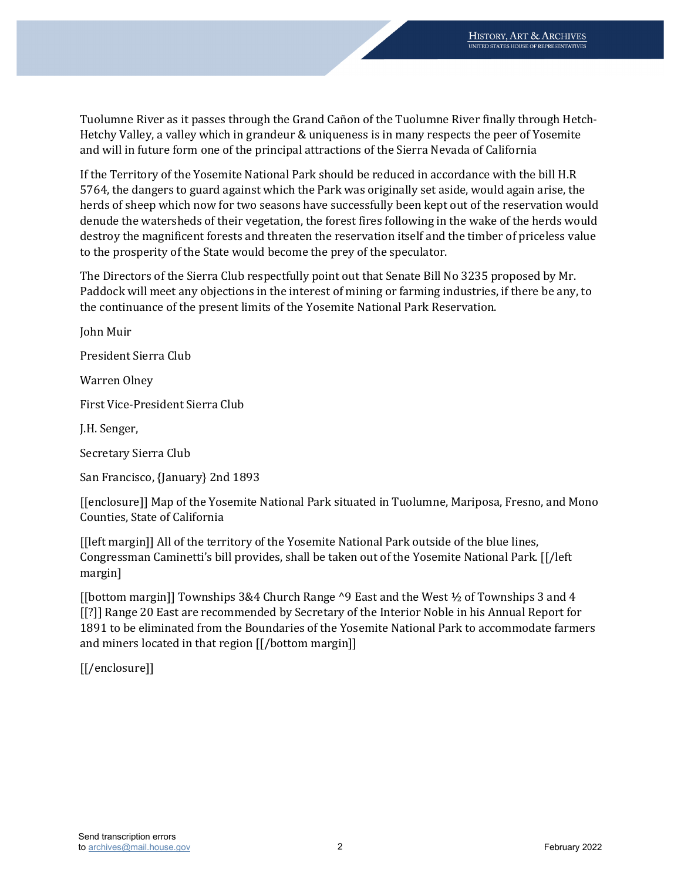Tuolumne River as it passes through the Grand Cañon of the Tuolumne River finally through Hetch-Hetchy Valley, a valley which in grandeur & uniqueness is in many respects the peer of Yosemite and will in future form one of the principal attractions of the Sierra Nevada of California

If the Territory of the Yosemite National Park should be reduced in accordance with the bill H.R 5764, the dangers to guard against which the Park was originally set aside, would again arise, the herds of sheep which now for two seasons have successfully been kept out of the reservation would denude the watersheds of their vegetation, the forest fires following in the wake of the herds would destroy the magnificent forests and threaten the reservation itself and the timber of priceless value to the prosperity of the State would become the prey of the speculator.

The Directors of the Sierra Club respectfully point out that Senate Bill No 3235 proposed by Mr. Paddock will meet any objections in the interest of mining or farming industries, if there be any, to the continuance of the present limits of the Yosemite National Park Reservation.

John Muir

President Sierra Club

Warren Olney

First Vice-President Sierra Club

J.H. Senger,

Secretary Sierra Club

San Francisco, {January} 2nd 1893

[[enclosure]] Map of the Yosemite National Park situated in Tuolumne, Mariposa, Fresno, and Mono Counties, State of California

[[left margin]] All of the territory of the Yosemite National Park outside of the blue lines, Congressman Caminetti's bill provides, shall be taken out of the Yosemite National Park. [[/left margin]

[[bottom margin]] Townships 3&4 Church Range ^9 East and the West ½ of Townships 3 and 4 [[?]] Range 20 East are recommended by Secretary of the Interior Noble in his Annual Report for 1891 to be eliminated from the Boundaries of the Yosemite National Park to accommodate farmers and miners located in that region [[/bottom margin]]

[[/enclosure]]